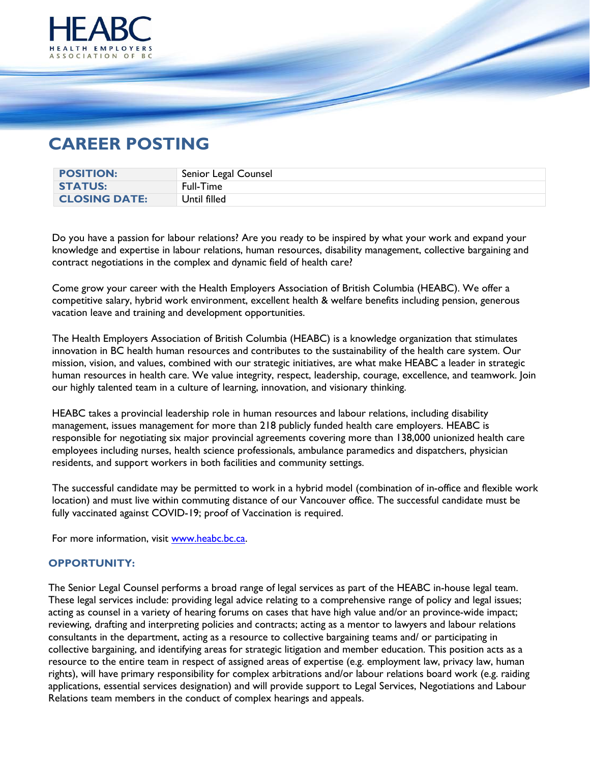HEABC

HEALTH EMPLOYERS ASSOCIATION OF BC

# CAREER POSTING

| POSITION: | Senior Legal Counsel |
|---|---|
| STATUS: | Full-Time |
| CLOSING DATE: | Until filled |

Do you have a passion for labour relations? Are you ready to be inspired by what your work and expand your knowledge and expertise in labour relations, human resources, disability management, collective bargaining and contract negotiations in the complex and dynamic field of health care?

Come grow your career with the Health Employers Association of British Columbia (HEABC). We offer a competitive salary, hybrid work environment, excellent health & welfare benefits including pension, generous vacation leave and training and development opportunities.

The Health Employers Association of British Columbia (HEABC) is a knowledge organization that stimulates innovation in BC health human resources and contributes to the sustainability of the health care system. Our mission, vision, and values, combined with our strategic initiatives, are what make HEABC a leader in strategic human resources in health care. We value integrity, respect, leadership, courage, excellence, and teamwork. Join our highly talented team in a culture of learning, innovation, and visionary thinking.

HEABC takes a provincial leadership role in human resources and labour relations, including disability management, issues management for more than 218 publicly funded health care employers. HEABC is responsible for negotiating six major provincial agreements covering more than 138,000 unionized health care employees including nurses, health science professionals, ambulance paramedics and dispatchers, physician residents, and support workers in both facilities and community settings.

The successful candidate may be permitted to work in a hybrid model (combination of in-office and flexible work location) and must live within commuting distance of our Vancouver office. The successful candidate must be fully vaccinated against COVID-19; proof of Vaccination is required.

For more information, visit [www.heabc.bc.ca](www.heabc.bc.ca).

## OPPORTUNITY:

The Senior Legal Counsel performs a broad range of legal services as part of the HEABC in-house legal team. These legal services include: providing legal advice relating to a comprehensive range of policy and legal issues; acting as counsel in a variety of hearing forums on cases that have high value and/or an province-wide impact; reviewing, drafting and interpreting policies and contracts; acting as a mentor to lawyers and labour relations consultants in the department, acting as a resource to collective bargaining teams and/ or participating in collective bargaining, and identifying areas for strategic litigation and member education. This position acts as a resource to the entire team in respect of assigned areas of expertise (e.g. employment law, privacy law, human rights), will have primary responsibility for complex arbitrations and/or labour relations board work (e.g. raiding applications, essential services designation) and will provide support to Legal Services, Negotiations and Labour Relations team members in the conduct of complex hearings and appeals.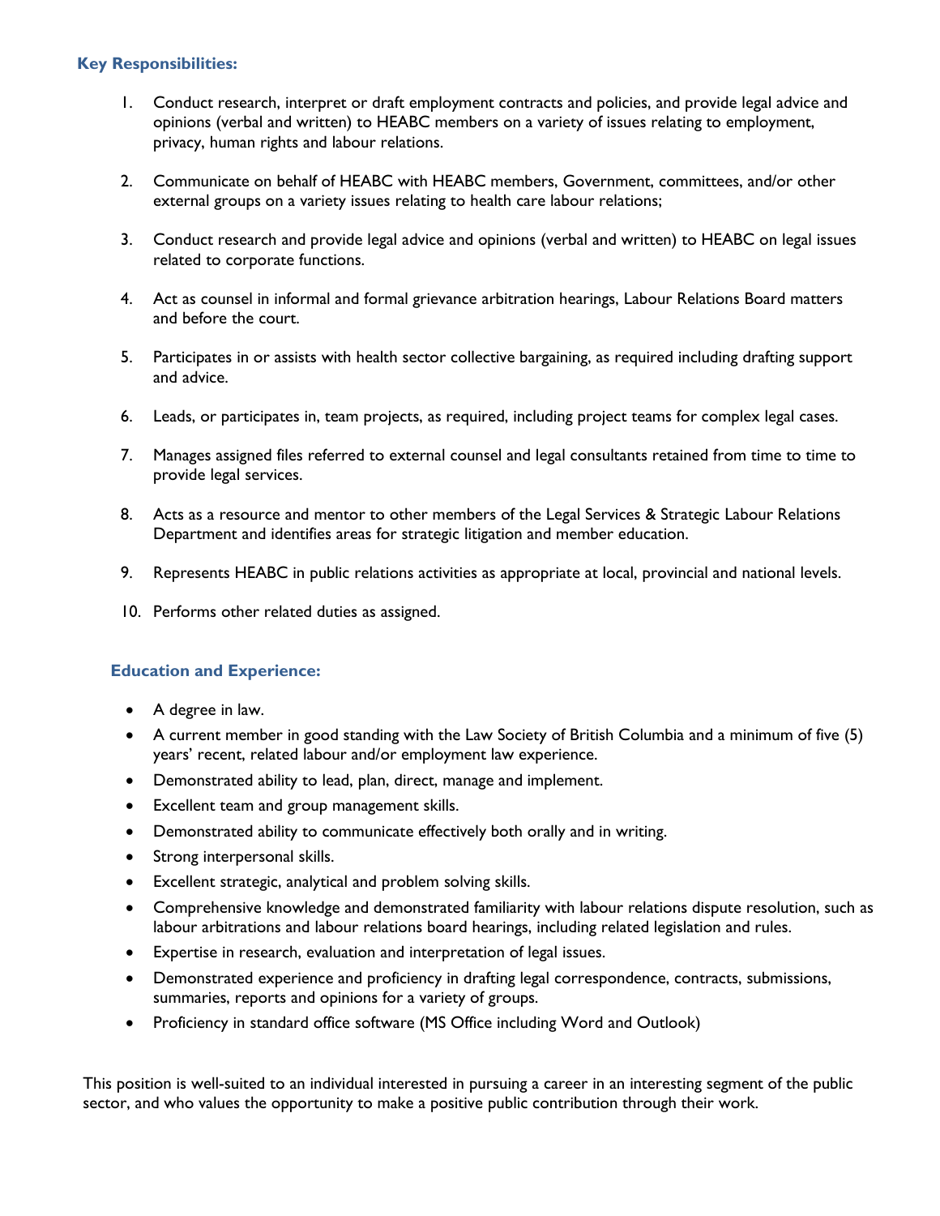### Key Responsibilities:

1. Conduct research, interpret or draft employment contracts and policies, and provide legal advice and opinions (verbal and written) to HEABC members on a variety of issues relating to employment, privacy, human rights and labour relations.
2. Communicate on behalf of HEABC with HEABC members, Government, committees, and/or other external groups on a variety issues relating to health care labour relations;
3. Conduct research and provide legal advice and opinions (verbal and written) to HEABC on legal issues related to corporate functions.
4. Act as counsel in informal and formal grievance arbitration hearings, Labour Relations Board matters and before the court.
5. Participates in or assists with health sector collective bargaining, as required including drafting support and advice.
6. Leads, or participates in, team projects, as required, including project teams for complex legal cases.
7. Manages assigned files referred to external counsel and legal consultants retained from time to time to provide legal services.
8. Acts as a resource and mentor to other members of the Legal Services & Strategic Labour Relations Department and identifies areas for strategic litigation and member education.
9. Represents HEABC in public relations activities as appropriate at local, provincial and national levels.
10. Performs other related duties as assigned.

### Education and Experience:

- A degree in law.
- A current member in good standing with the Law Society of British Columbia and a minimum of five (5) years' recent, related labour and/or employment law experience.
- Demonstrated ability to lead, plan, direct, manage and implement.
- Excellent team and group management skills.
- Demonstrated ability to communicate effectively both orally and in writing.
- Strong interpersonal skills.
- Excellent strategic, analytical and problem solving skills.
- Comprehensive knowledge and demonstrated familiarity with labour relations dispute resolution, such as labour arbitrations and labour relations board hearings, including related legislation and rules.
- Expertise in research, evaluation and interpretation of legal issues.
- Demonstrated experience and proficiency in drafting legal correspondence, contracts, submissions, summaries, reports and opinions for a variety of groups.
- Proficiency in standard office software (MS Office including Word and Outlook)

This position is well-suited to an individual interested in pursuing a career in an interesting segment of the public sector, and who values the opportunity to make a positive public contribution through their work.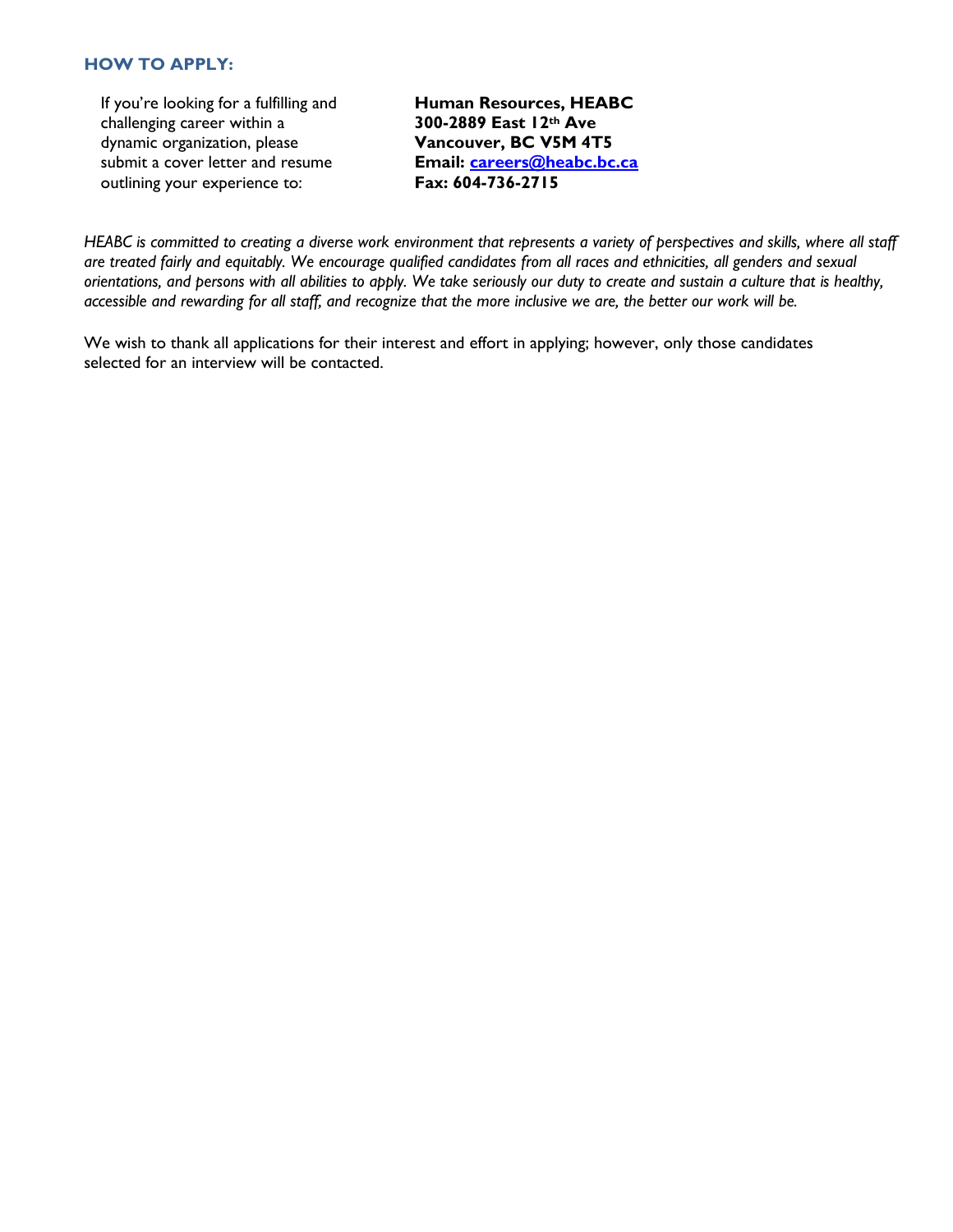## HOW TO APPLY:

If you're looking for a fulfilling and challenging career within a dynamic organization, please submit a cover letter and resume outlining your experience to:

**Human Resources, HEABC**
**300-2889 East 12th Ave**
**Vancouver, BC V5M 4T5**
**Email: careers@heabc.bc.ca**
**Fax: 604-736-2715**

*HEABC is committed to creating a diverse work environment that represents a variety of perspectives and skills, where all staff are treated fairly and equitably. We encourage qualified candidates from all races and ethnicities, all genders and sexual orientations, and persons with all abilities to apply. We take seriously our duty to create and sustain a culture that is healthy, accessible and rewarding for all staff, and recognize that the more inclusive we are, the better our work will be.*

We wish to thank all applications for their interest and effort in applying; however, only those candidates selected for an interview will be contacted.